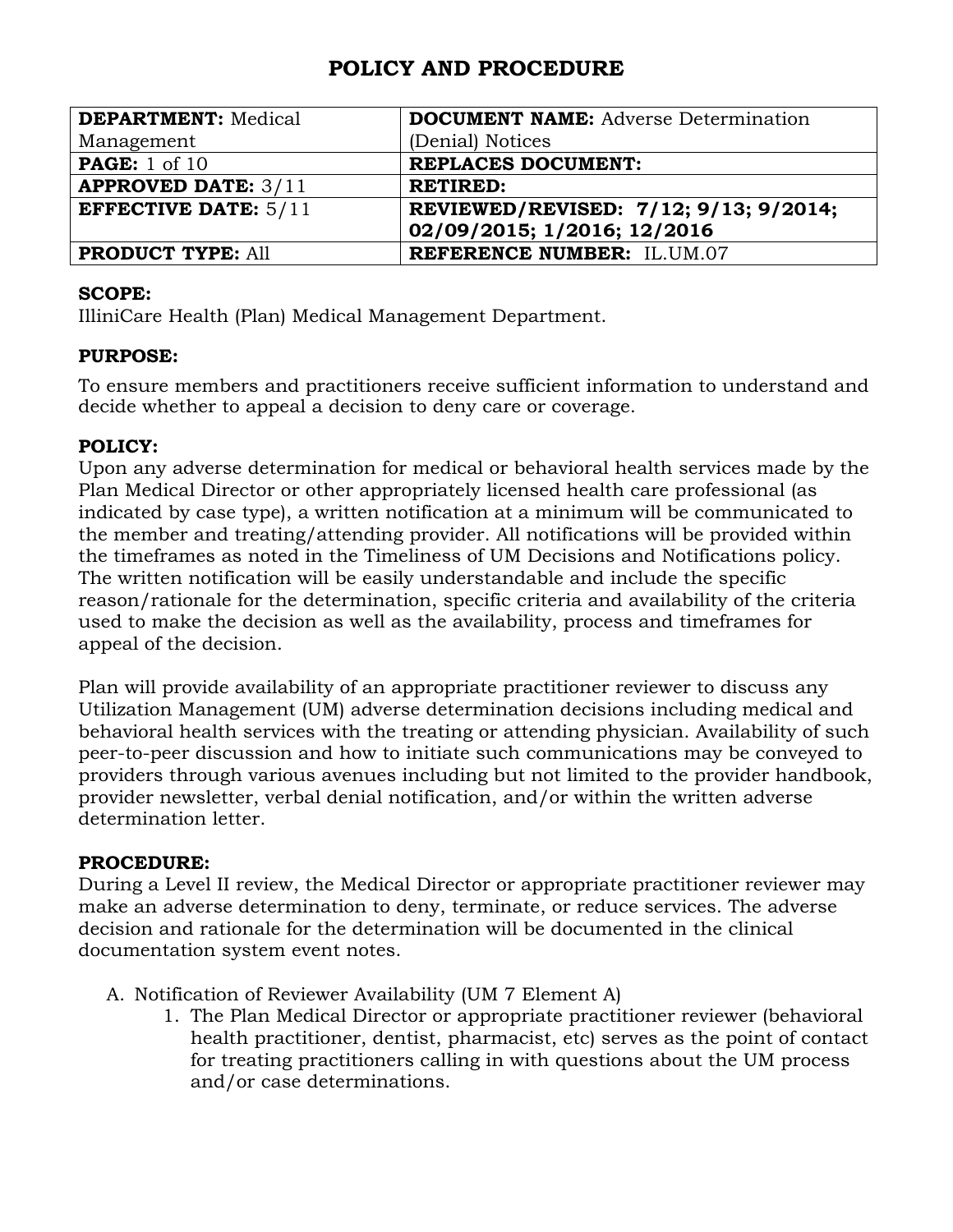# POLICY AND PROCEDURE

| **DEPARTMENT:** Medical Management | **DOCUMENT NAME:** Adverse Determination (Denial) Notices |
|---|---|
| **PAGE:** 1 of 10 | **REPLACES DOCUMENT:** |
| **APPROVED DATE:** 3/11 | **RETIRED:** |
| **EFFECTIVE DATE:** 5/11 | **REVIEWED/REVISED: 7/12; 9/13; 9/2014; 02/09/2015; 1/2016; 12/2016** |
| **PRODUCT TYPE:** All | **REFERENCE NUMBER:** IL.UM.07 |

**SCOPE:**
IlliniCare Health (Plan) Medical Management Department.

**PURPOSE:**

To ensure members and practitioners receive sufficient information to understand and decide whether to appeal a decision to deny care or coverage.

**POLICY:**
Upon any adverse determination for medical or behavioral health services made by the Plan Medical Director or other appropriately licensed health care professional (as indicated by case type), a written notification at a minimum will be communicated to the member and treating/attending provider. All notifications will be provided within the timeframes as noted in the Timeliness of UM Decisions and Notifications policy. The written notification will be easily understandable and include the specific reason/rationale for the determination, specific criteria and availability of the criteria used to make the decision as well as the availability, process and timeframes for appeal of the decision.

Plan will provide availability of an appropriate practitioner reviewer to discuss any Utilization Management (UM) adverse determination decisions including medical and behavioral health services with the treating or attending physician. Availability of such peer-to-peer discussion and how to initiate such communications may be conveyed to providers through various avenues including but not limited to the provider handbook, provider newsletter, verbal denial notification, and/or within the written adverse determination letter.

**PROCEDURE:**
During a Level II review, the Medical Director or appropriate practitioner reviewer may make an adverse determination to deny, terminate, or reduce services. The adverse decision and rationale for the determination will be documented in the clinical documentation system event notes.

A. Notification of Reviewer Availability (UM 7 Element A)
   1. The Plan Medical Director or appropriate practitioner reviewer (behavioral health practitioner, dentist, pharmacist, etc) serves as the point of contact for treating practitioners calling in with questions about the UM process and/or case determinations.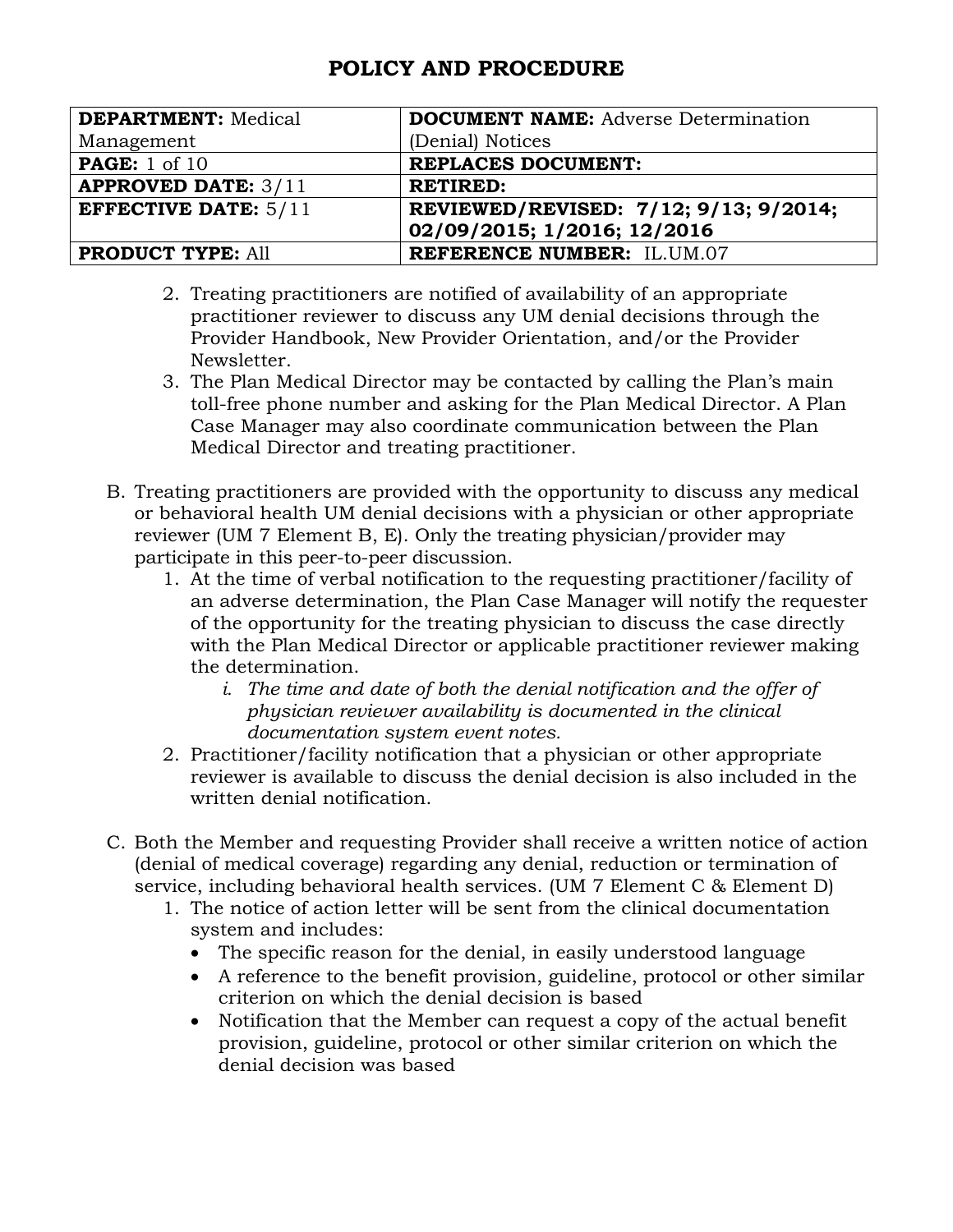2. Treating practitioners are notified of availability of an appropriate practitioner reviewer to discuss any UM denial decisions through the Provider Handbook, New Provider Orientation, and/or the Provider Newsletter.
3. The Plan Medical Director may be contacted by calling the Plan's main toll-free phone number and asking for the Plan Medical Director. A Plan Case Manager may also coordinate communication between the Plan Medical Director and treating practitioner.

B. Treating practitioners are provided with the opportunity to discuss any medical or behavioral health UM denial decisions with a physician or other appropriate reviewer (UM 7 Element B, E). Only the treating physician/provider may participate in this peer-to-peer discussion.

1. At the time of verbal notification to the requesting practitioner/facility of an adverse determination, the Plan Case Manager will notify the requester of the opportunity for the treating physician to discuss the case directly with the Plan Medical Director or applicable practitioner reviewer making the determination.
   i. *The time and date of both the denial notification and the offer of physician reviewer availability is documented in the clinical documentation system event notes.*
2. Practitioner/facility notification that a physician or other appropriate reviewer is available to discuss the denial decision is also included in the written denial notification.

C. Both the Member and requesting Provider shall receive a written notice of action (denial of medical coverage) regarding any denial, reduction or termination of service, including behavioral health services. (UM 7 Element C & Element D)

1. The notice of action letter will be sent from the clinical documentation system and includes:
   - The specific reason for the denial, in easily understood language
   - A reference to the benefit provision, guideline, protocol or other similar criterion on which the denial decision is based
   - Notification that the Member can request a copy of the actual benefit provision, guideline, protocol or other similar criterion on which the denial decision was based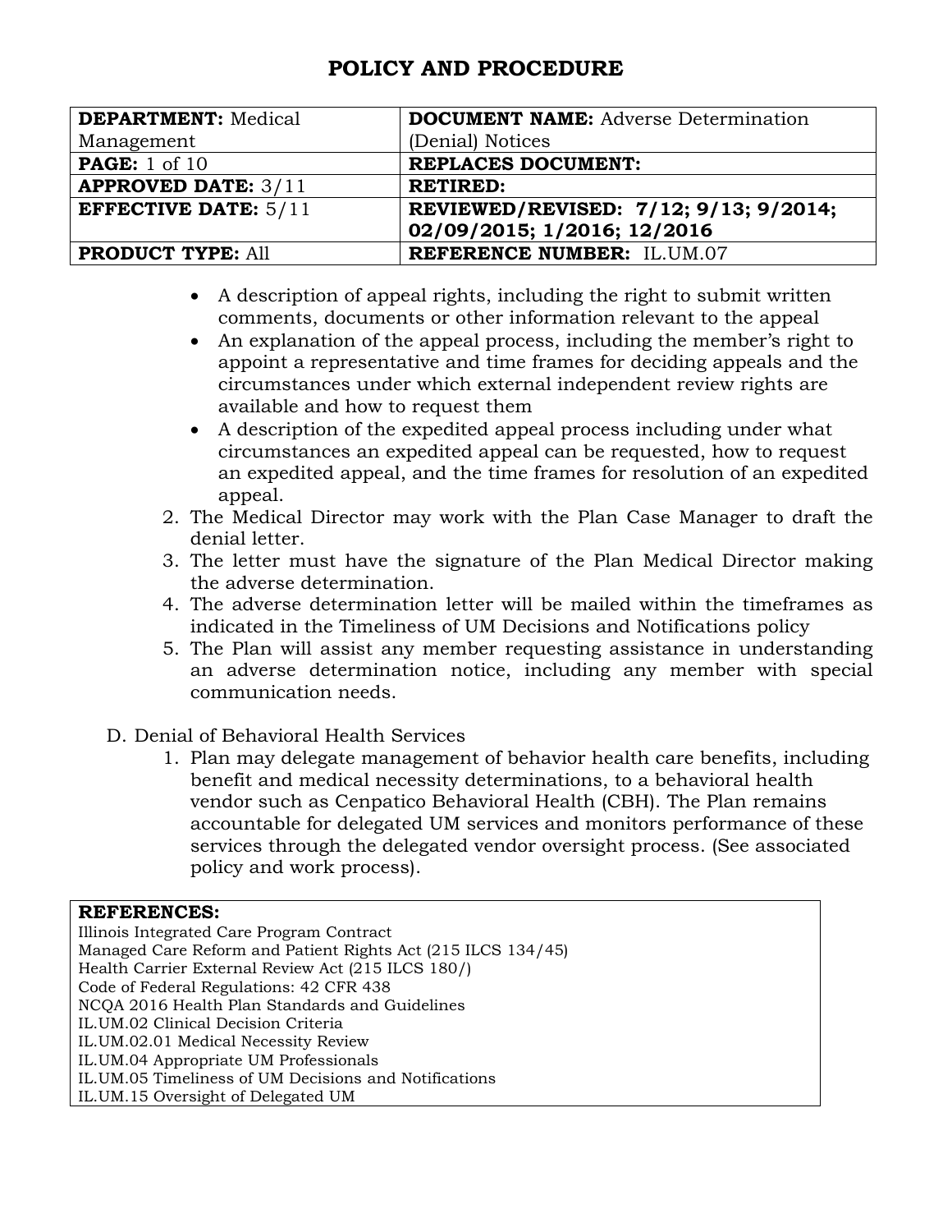# POLICY AND PROCEDURE

| DEPARTMENT: Medical Management | DOCUMENT NAME: Adverse Determination (Denial) Notices |
|---|---|
| PAGE: 1 of 10 | REPLACES DOCUMENT: |
| APPROVED DATE: 3/11 | RETIRED: |
| EFFECTIVE DATE: 5/11 | REVIEWED/REVISED: 7/12; 9/13; 9/2014; 02/09/2015; 1/2016; 12/2016 |
| PRODUCT TYPE: All | REFERENCE NUMBER: IL.UM.07 |

- A description of appeal rights, including the right to submit written comments, documents or other information relevant to the appeal
- An explanation of the appeal process, including the member's right to appoint a representative and time frames for deciding appeals and the circumstances under which external independent review rights are available and how to request them
- A description of the expedited appeal process including under what circumstances an expedited appeal can be requested, how to request an expedited appeal, and the time frames for resolution of an expedited appeal.

2. The Medical Director may work with the Plan Case Manager to draft the denial letter.
3. The letter must have the signature of the Plan Medical Director making the adverse determination.
4. The adverse determination letter will be mailed within the timeframes as indicated in the Timeliness of UM Decisions and Notifications policy
5. The Plan will assist any member requesting assistance in understanding an adverse determination notice, including any member with special communication needs.

D. Denial of Behavioral Health Services

1. Plan may delegate management of behavior health care benefits, including benefit and medical necessity determinations, to a behavioral health vendor such as Cenpatico Behavioral Health (CBH). The Plan remains accountable for delegated UM services and monitors performance of these services through the delegated vendor oversight process. (See associated policy and work process).

**REFERENCES:**

Illinois Integrated Care Program Contract
Managed Care Reform and Patient Rights Act (215 ILCS 134/45)
Health Carrier External Review Act (215 ILCS 180/)
Code of Federal Regulations: 42 CFR 438
NCQA 2016 Health Plan Standards and Guidelines
IL.UM.02 Clinical Decision Criteria
IL.UM.02.01 Medical Necessity Review
IL.UM.04 Appropriate UM Professionals
IL.UM.05 Timeliness of UM Decisions and Notifications
IL.UM.15 Oversight of Delegated UM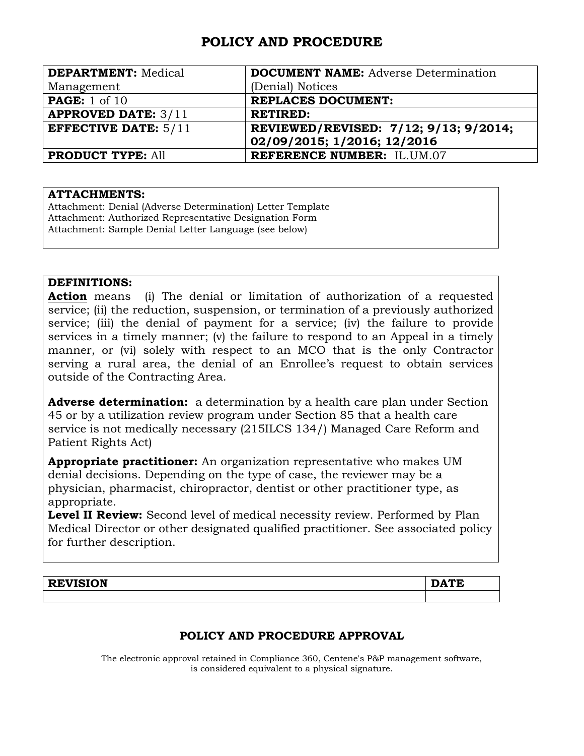# POLICY AND PROCEDURE

| **DEPARTMENT:** Medical Management | **DOCUMENT NAME:** Adverse Determination (Denial) Notices |
|---|---|
| **PAGE:** 1 of 10 | **REPLACES DOCUMENT:** |
| **APPROVED DATE:** 3/11 | **RETIRED:** |
| **EFFECTIVE DATE:** 5/11 | **REVIEWED/REVISED: 7/12; 9/13; 9/2014; 02/09/2015; 1/2016; 12/2016** |
| **PRODUCT TYPE:** All | **REFERENCE NUMBER:** IL.UM.07 |

**ATTACHMENTS:**

Attachment: Denial (Adverse Determination) Letter Template
Attachment: Authorized Representative Designation Form
Attachment: Sample Denial Letter Language (see below)

**DEFINITIONS:**

**Action** means (i) The denial or limitation of authorization of a requested service; (ii) the reduction, suspension, or termination of a previously authorized service; (iii) the denial of payment for a service; (iv) the failure to provide services in a timely manner; (v) the failure to respond to an Appeal in a timely manner, or (vi) solely with respect to an MCO that is the only Contractor serving a rural area, the denial of an Enrollee's request to obtain services outside of the Contracting Area.

**Adverse determination:** a determination by a health care plan under Section 45 or by a utilization review program under Section 85 that a health care service is not medically necessary (215ILCS 134/) Managed Care Reform and Patient Rights Act)

**Appropriate practitioner:** An organization representative who makes UM denial decisions. Depending on the type of case, the reviewer may be a physician, pharmacist, chiropractor, dentist or other practitioner type, as appropriate.

**Level II Review:** Second level of medical necessity review. Performed by Plan Medical Director or other designated qualified practitioner. See associated policy for further description.

| **REVISION** | **DATE** |
|---|---|
| | |

## POLICY AND PROCEDURE APPROVAL

The electronic approval retained in Compliance 360, Centene's P&P management software, is considered equivalent to a physical signature.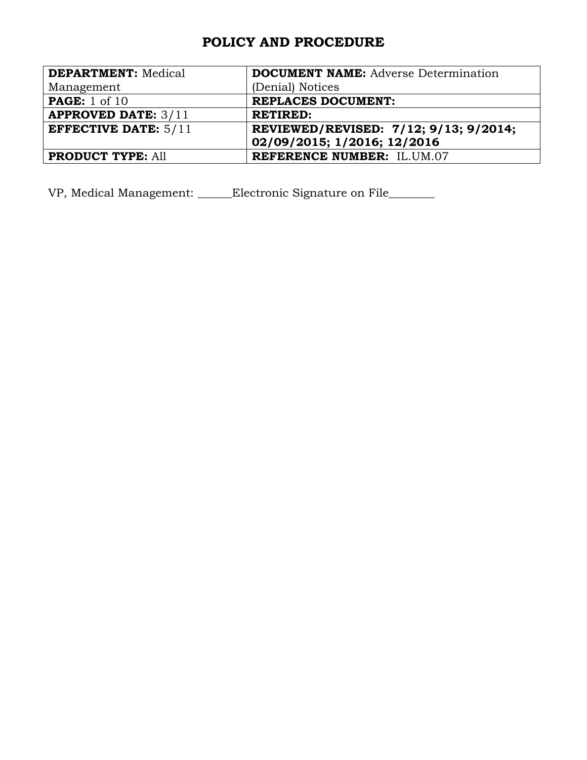# POLICY AND PROCEDURE

| **DEPARTMENT:** Medical Management | **DOCUMENT NAME:** Adverse Determination (Denial) Notices |
|---|---|
| **PAGE:** 1 of 10 | **REPLACES DOCUMENT:** |
| **APPROVED DATE:** 3/11 | **RETIRED:** |
| **EFFECTIVE DATE:** 5/11 | **REVIEWED/REVISED: 7/12; 9/13; 9/2014; 02/09/2015; 1/2016; 12/2016** |
| **PRODUCT TYPE:** All | **REFERENCE NUMBER:** IL.UM.07 |

VP, Medical Management: ______Electronic Signature on File________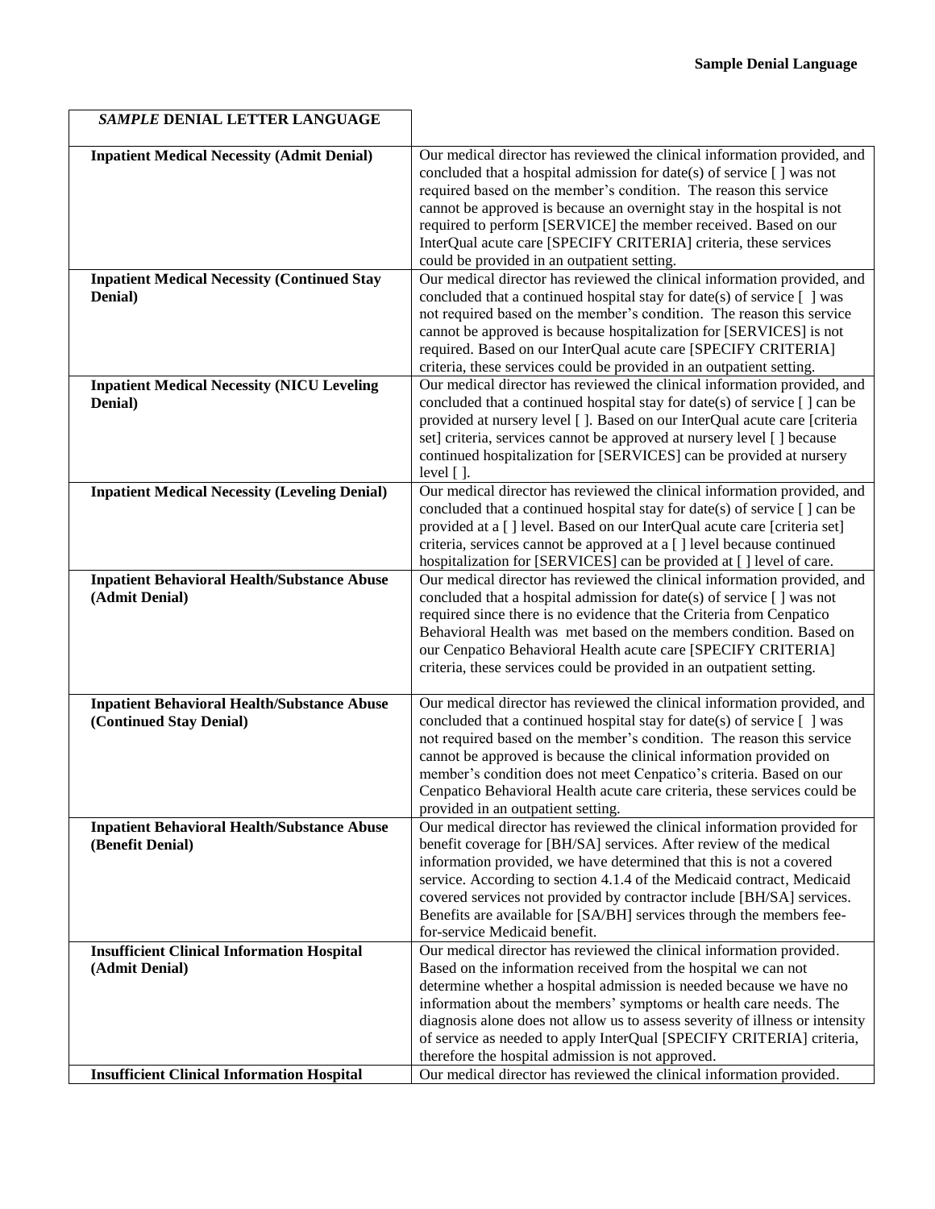| *SAMPLE* **DENIAL LETTER LANGUAGE** | |
|---|---|
| **Inpatient Medical Necessity (Admit Denial)** | Our medical director has reviewed the clinical information provided, and concluded that a hospital admission for date(s) of service [ ] was not required based on the member's condition. The reason this service cannot be approved is because an overnight stay in the hospital is not required to perform [SERVICE] the member received. Based on our InterQual acute care [SPECIFY CRITERIA] criteria, these services could be provided in an outpatient setting. |
| **Inpatient Medical Necessity (Continued Stay Denial)** | Our medical director has reviewed the clinical information provided, and concluded that a continued hospital stay for date(s) of service [ ] was not required based on the member's condition. The reason this service cannot be approved is because hospitalization for [SERVICES] is not required. Based on our InterQual acute care [SPECIFY CRITERIA] criteria, these services could be provided in an outpatient setting. |
| **Inpatient Medical Necessity (NICU Leveling Denial)** | Our medical director has reviewed the clinical information provided, and concluded that a continued hospital stay for date(s) of service [ ] can be provided at nursery level [ ]. Based on our InterQual acute care [criteria set] criteria, services cannot be approved at nursery level [ ] because continued hospitalization for [SERVICES] can be provided at nursery level [ ]. |
| **Inpatient Medical Necessity (Leveling Denial)** | Our medical director has reviewed the clinical information provided, and concluded that a continued hospital stay for date(s) of service [ ] can be provided at a [ ] level. Based on our InterQual acute care [criteria set] criteria, services cannot be approved at a [ ] level because continued hospitalization for [SERVICES] can be provided at [ ] level of care. |
| **Inpatient Behavioral Health/Substance Abuse (Admit Denial)** | Our medical director has reviewed the clinical information provided, and concluded that a hospital admission for date(s) of service [ ] was not required since there is no evidence that the Criteria from Cenpatico Behavioral Health was met based on the members condition. Based on our Cenpatico Behavioral Health acute care [SPECIFY CRITERIA] criteria, these services could be provided in an outpatient setting. |
| **Inpatient Behavioral Health/Substance Abuse (Continued Stay Denial)** | Our medical director has reviewed the clinical information provided, and concluded that a continued hospital stay for date(s) of service [ ] was not required based on the member's condition. The reason this service cannot be approved is because the clinical information provided on member's condition does not meet Cenpatico's criteria. Based on our Cenpatico Behavioral Health acute care criteria, these services could be provided in an outpatient setting. |
| **Inpatient Behavioral Health/Substance Abuse (Benefit Denial)** | Our medical director has reviewed the clinical information provided for benefit coverage for [BH/SA] services. After review of the medical information provided, we have determined that this is not a covered service. According to section 4.1.4 of the Medicaid contract, Medicaid covered services not provided by contractor include [BH/SA] services. Benefits are available for [SA/BH] services through the members fee-for-service Medicaid benefit. |
| **Insufficient Clinical Information Hospital (Admit Denial)** | Our medical director has reviewed the clinical information provided. Based on the information received from the hospital we can not determine whether a hospital admission is needed because we have no information about the members' symptoms or health care needs. The diagnosis alone does not allow us to assess severity of illness or intensity of service as needed to apply InterQual [SPECIFY CRITERIA] criteria, therefore the hospital admission is not approved. |
| **Insufficient Clinical Information Hospital** | Our medical director has reviewed the clinical information provided. |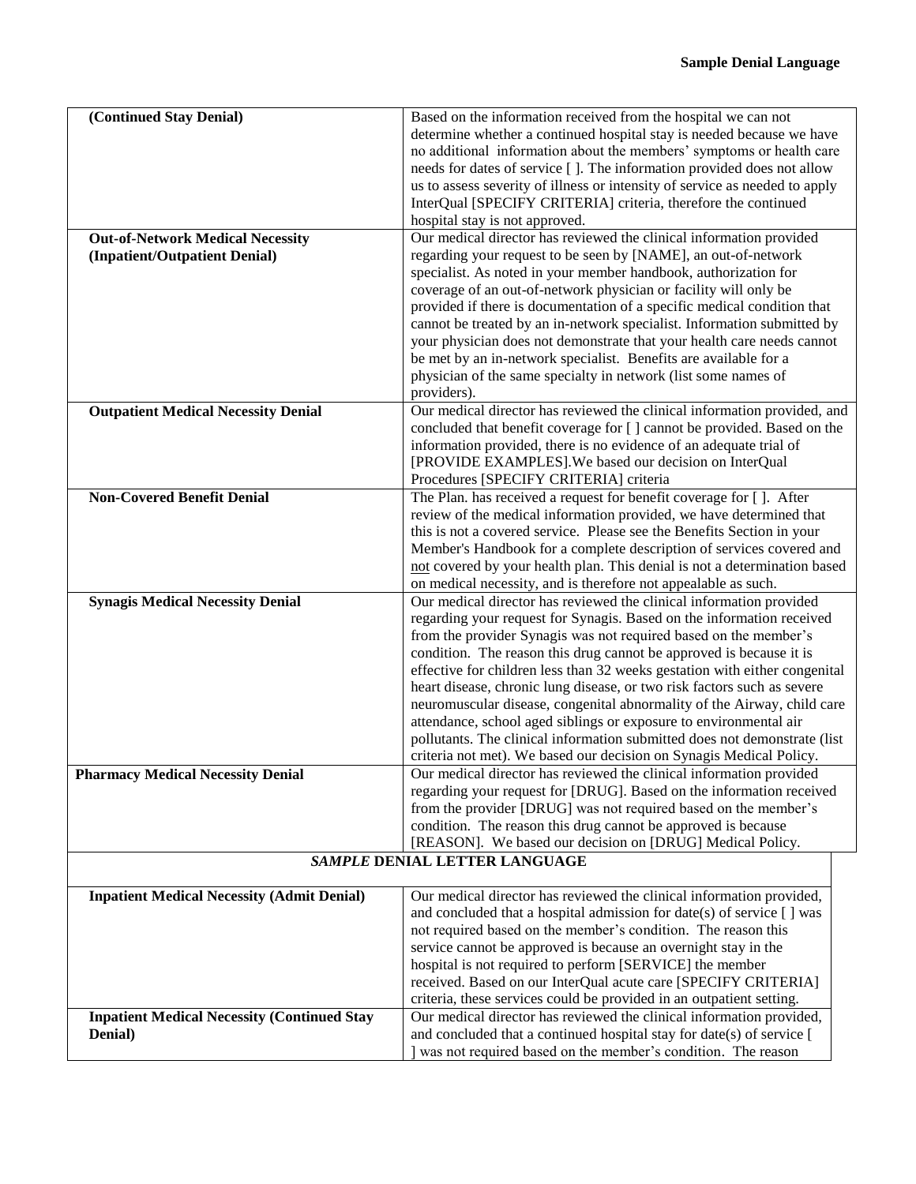| | |
|---|---|
| **(Continued Stay Denial)** | Based on the information received from the hospital we can not determine whether a continued hospital stay is needed because we have no additional information about the members' symptoms or health care needs for dates of service [ ]. The information provided does not allow us to assess severity of illness or intensity of service as needed to apply InterQual [SPECIFY CRITERIA] criteria, therefore the continued hospital stay is not approved. |
| **Out-of-Network Medical Necessity (Inpatient/Outpatient Denial)** | Our medical director has reviewed the clinical information provided regarding your request to be seen by [NAME], an out-of-network specialist. As noted in your member handbook, authorization for coverage of an out-of-network physician or facility will only be provided if there is documentation of a specific medical condition that cannot be treated by an in-network specialist. Information submitted by your physician does not demonstrate that your health care needs cannot be met by an in-network specialist. Benefits are available for a physician of the same specialty in network (list some names of providers). |
| **Outpatient Medical Necessity Denial** | Our medical director has reviewed the clinical information provided, and concluded that benefit coverage for [ ] cannot be provided. Based on the information provided, there is no evidence of an adequate trial of [PROVIDE EXAMPLES].We based our decision on InterQual Procedures [SPECIFY CRITERIA] criteria |
| **Non-Covered Benefit Denial** | The Plan. has received a request for benefit coverage for [ ]. After review of the medical information provided, we have determined that this is not a covered service. Please see the Benefits Section in your Member's Handbook for a complete description of services covered and <u>not</u> covered by your health plan. This denial is not a determination based on medical necessity, and is therefore not appealable as such. |
| **Synagis Medical Necessity Denial** | Our medical director has reviewed the clinical information provided regarding your request for Synagis. Based on the information received from the provider Synagis was not required based on the member's condition. The reason this drug cannot be approved is because it is effective for children less than 32 weeks gestation with either congenital heart disease, chronic lung disease, or two risk factors such as severe neuromuscular disease, congenital abnormality of the Airway, child care attendance, school aged siblings or exposure to environmental air pollutants. The clinical information submitted does not demonstrate (list criteria not met). We based our decision on Synagis Medical Policy. |
| **Pharmacy Medical Necessity Denial** | Our medical director has reviewed the clinical information provided regarding your request for [DRUG]. Based on the information received from the provider [DRUG] was not required based on the member's condition. The reason this drug cannot be approved is because [REASON]. We based our decision on [DRUG] Medical Policy. |

| ***SAMPLE* DENIAL LETTER LANGUAGE** | |
|---|---|
| **Inpatient Medical Necessity (Admit Denial)** | Our medical director has reviewed the clinical information provided, and concluded that a hospital admission for date(s) of service [ ] was not required based on the member's condition. The reason this service cannot be approved is because an overnight stay in the hospital is not required to perform [SERVICE] the member received. Based on our InterQual acute care [SPECIFY CRITERIA] criteria, these services could be provided in an outpatient setting. |
| **Inpatient Medical Necessity (Continued Stay Denial)** | Our medical director has reviewed the clinical information provided, and concluded that a continued hospital stay for date(s) of service [ ] was not required based on the member's condition. The reason |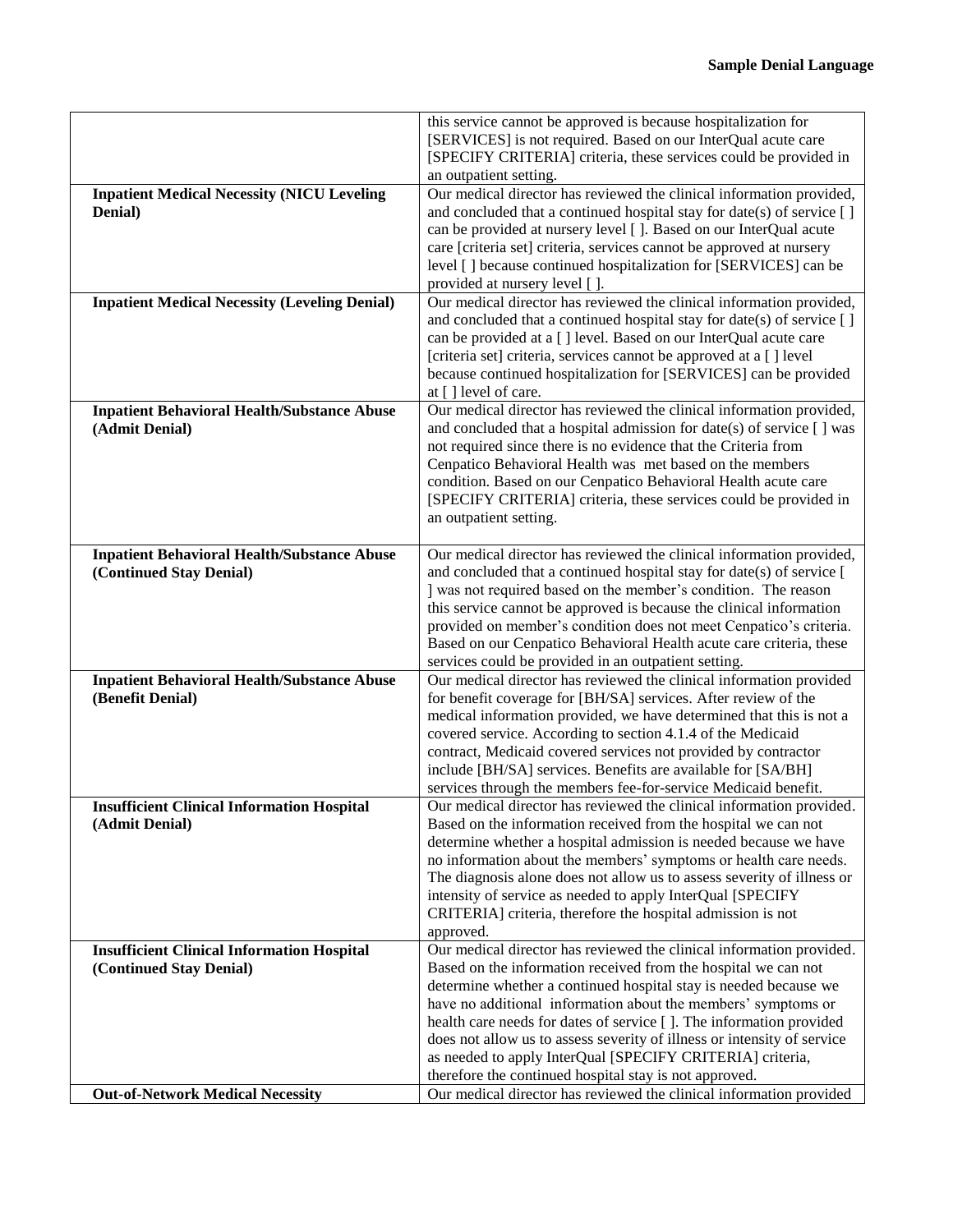| | |
|---|---|
| | this service cannot be approved is because hospitalization for [SERVICES] is not required. Based on our InterQual acute care [SPECIFY CRITERIA] criteria, these services could be provided in an outpatient setting. |
| **Inpatient Medical Necessity (NICU Leveling Denial)** | Our medical director has reviewed the clinical information provided, and concluded that a continued hospital stay for date(s) of service [ ] can be provided at nursery level [ ]. Based on our InterQual acute care [criteria set] criteria, services cannot be approved at nursery level [ ] because continued hospitalization for [SERVICES] can be provided at nursery level [ ]. |
| **Inpatient Medical Necessity (Leveling Denial)** | Our medical director has reviewed the clinical information provided, and concluded that a continued hospital stay for date(s) of service [ ] can be provided at a [ ] level. Based on our InterQual acute care [criteria set] criteria, services cannot be approved at a [ ] level because continued hospitalization for [SERVICES] can be provided at [ ] level of care. |
| **Inpatient Behavioral Health/Substance Abuse (Admit Denial)** | Our medical director has reviewed the clinical information provided, and concluded that a hospital admission for date(s) of service [ ] was not required since there is no evidence that the Criteria from Cenpatico Behavioral Health was met based on the members condition. Based on our Cenpatico Behavioral Health acute care [SPECIFY CRITERIA] criteria, these services could be provided in an outpatient setting. |
| **Inpatient Behavioral Health/Substance Abuse (Continued Stay Denial)** | Our medical director has reviewed the clinical information provided, and concluded that a continued hospital stay for date(s) of service [ ] was not required based on the member's condition. The reason this service cannot be approved is because the clinical information provided on member's condition does not meet Cenpatico's criteria. Based on our Cenpatico Behavioral Health acute care criteria, these services could be provided in an outpatient setting. |
| **Inpatient Behavioral Health/Substance Abuse (Benefit Denial)** | Our medical director has reviewed the clinical information provided for benefit coverage for [BH/SA] services. After review of the medical information provided, we have determined that this is not a covered service. According to section 4.1.4 of the Medicaid contract, Medicaid covered services not provided by contractor include [BH/SA] services. Benefits are available for [SA/BH] services through the members fee-for-service Medicaid benefit. |
| **Insufficient Clinical Information Hospital (Admit Denial)** | Our medical director has reviewed the clinical information provided. Based on the information received from the hospital we can not determine whether a hospital admission is needed because we have no information about the members' symptoms or health care needs. The diagnosis alone does not allow us to assess severity of illness or intensity of service as needed to apply InterQual [SPECIFY CRITERIA] criteria, therefore the hospital admission is not approved. |
| **Insufficient Clinical Information Hospital (Continued Stay Denial)** | Our medical director has reviewed the clinical information provided. Based on the information received from the hospital we can not determine whether a continued hospital stay is needed because we have no additional information about the members' symptoms or health care needs for dates of service [ ]. The information provided does not allow us to assess severity of illness or intensity of service as needed to apply InterQual [SPECIFY CRITERIA] criteria, therefore the continued hospital stay is not approved. |
| **Out-of-Network Medical Necessity** | Our medical director has reviewed the clinical information provided |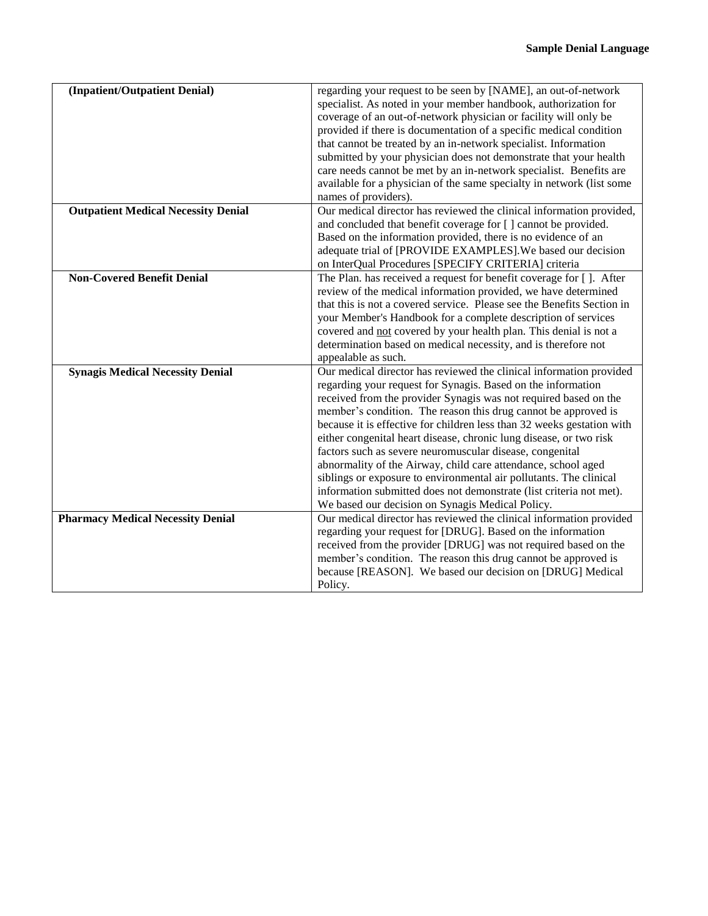| | |
|---|---|
| **(Inpatient/Outpatient Denial)** | regarding your request to be seen by [NAME], an out-of-network specialist. As noted in your member handbook, authorization for coverage of an out-of-network physician or facility will only be provided if there is documentation of a specific medical condition that cannot be treated by an in-network specialist. Information submitted by your physician does not demonstrate that your health care needs cannot be met by an in-network specialist. Benefits are available for a physician of the same specialty in network (list some names of providers). |
| **Outpatient Medical Necessity Denial** | Our medical director has reviewed the clinical information provided, and concluded that benefit coverage for [ ] cannot be provided. Based on the information provided, there is no evidence of an adequate trial of [PROVIDE EXAMPLES].We based our decision on InterQual Procedures [SPECIFY CRITERIA] criteria |
| **Non-Covered Benefit Denial** | The Plan. has received a request for benefit coverage for [ ]. After review of the medical information provided, we have determined that this is not a covered service. Please see the Benefits Section in your Member's Handbook for a complete description of services covered and <u>not</u> covered by your health plan. This denial is not a determination based on medical necessity, and is therefore not appealable as such. |
| **Synagis Medical Necessity Denial** | Our medical director has reviewed the clinical information provided regarding your request for Synagis. Based on the information received from the provider Synagis was not required based on the member's condition. The reason this drug cannot be approved is because it is effective for children less than 32 weeks gestation with either congenital heart disease, chronic lung disease, or two risk factors such as severe neuromuscular disease, congenital abnormality of the Airway, child care attendance, school aged siblings or exposure to environmental air pollutants. The clinical information submitted does not demonstrate (list criteria not met). We based our decision on Synagis Medical Policy. |
| **Pharmacy Medical Necessity Denial** | Our medical director has reviewed the clinical information provided regarding your request for [DRUG]. Based on the information received from the provider [DRUG] was not required based on the member's condition. The reason this drug cannot be approved is because [REASON]. We based our decision on [DRUG] Medical Policy. |